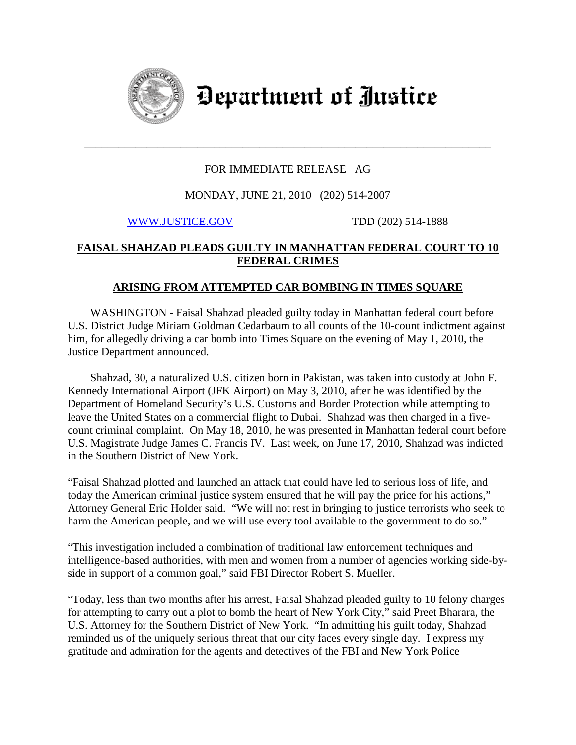# Department of Justice

---

FOR IMMEDIATE RELEASE AG

MONDAY, JUNE 21, 2010 (202) 514-2007

WWW.JUSTICE.GOV TDD (202) 514-1888

## FAISAL SHAHZAD PLEADS GUILTY IN MANHATTAN FEDERAL COURT TO 10 FEDERAL CRIMES

## ARISING FROM ATTEMPTED CAR BOMBING IN TIMES SQUARE

WASHINGTON - Faisal Shahzad pleaded guilty today in Manhattan federal court before U.S. District Judge Miriam Goldman Cedarbaum to all counts of the 10-count indictment against him, for allegedly driving a car bomb into Times Square on the evening of May 1, 2010, the Justice Department announced.

Shahzad, 30, a naturalized U.S. citizen born in Pakistan, was taken into custody at John F. Kennedy International Airport (JFK Airport) on May 3, 2010, after he was identified by the Department of Homeland Security's U.S. Customs and Border Protection while attempting to leave the United States on a commercial flight to Dubai. Shahzad was then charged in a five-count criminal complaint. On May 18, 2010, he was presented in Manhattan federal court before U.S. Magistrate Judge James C. Francis IV. Last week, on June 17, 2010, Shahzad was indicted in the Southern District of New York.

"Faisal Shahzad plotted and launched an attack that could have led to serious loss of life, and today the American criminal justice system ensured that he will pay the price for his actions," Attorney General Eric Holder said. "We will not rest in bringing to justice terrorists who seek to harm the American people, and we will use every tool available to the government to do so."

"This investigation included a combination of traditional law enforcement techniques and intelligence-based authorities, with men and women from a number of agencies working side-by-side in support of a common goal," said FBI Director Robert S. Mueller.

"Today, less than two months after his arrest, Faisal Shahzad pleaded guilty to 10 felony charges for attempting to carry out a plot to bomb the heart of New York City," said Preet Bharara, the U.S. Attorney for the Southern District of New York. "In admitting his guilt today, Shahzad reminded us of the uniquely serious threat that our city faces every single day. I express my gratitude and admiration for the agents and detectives of the FBI and New York Police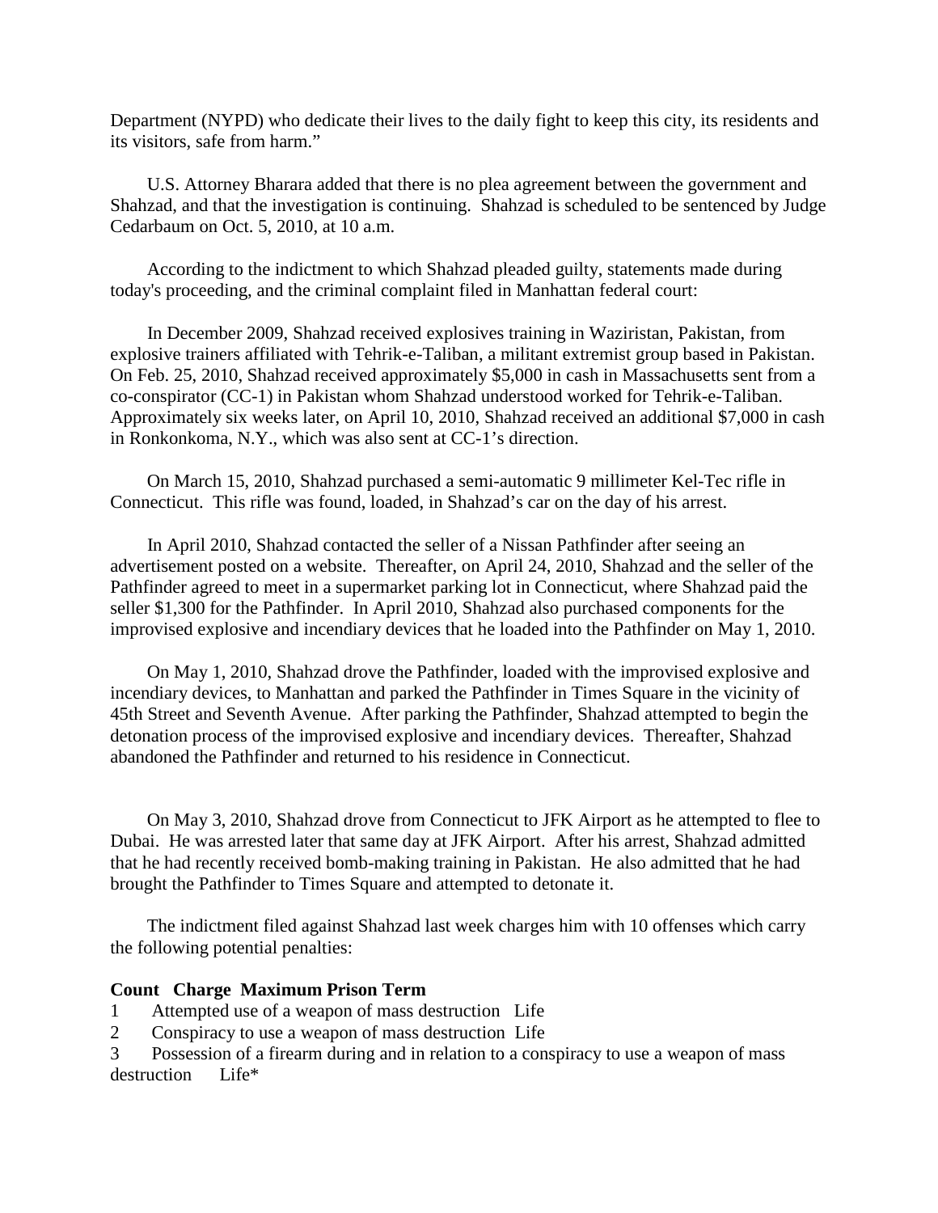Department (NYPD) who dedicate their lives to the daily fight to keep this city, its residents and its visitors, safe from harm."

U.S. Attorney Bharara added that there is no plea agreement between the government and Shahzad, and that the investigation is continuing. Shahzad is scheduled to be sentenced by Judge Cedarbaum on Oct. 5, 2010, at 10 a.m.

According to the indictment to which Shahzad pleaded guilty, statements made during today's proceeding, and the criminal complaint filed in Manhattan federal court:

In December 2009, Shahzad received explosives training in Waziristan, Pakistan, from explosive trainers affiliated with Tehrik-e-Taliban, a militant extremist group based in Pakistan. On Feb. 25, 2010, Shahzad received approximately $5,000 in cash in Massachusetts sent from a co-conspirator (CC-1) in Pakistan whom Shahzad understood worked for Tehrik-e-Taliban. Approximately six weeks later, on April 10, 2010, Shahzad received an additional $7,000 in cash in Ronkonkoma, N.Y., which was also sent at CC-1's direction.

On March 15, 2010, Shahzad purchased a semi-automatic 9 millimeter Kel-Tec rifle in Connecticut. This rifle was found, loaded, in Shahzad's car on the day of his arrest.

In April 2010, Shahzad contacted the seller of a Nissan Pathfinder after seeing an advertisement posted on a website. Thereafter, on April 24, 2010, Shahzad and the seller of the Pathfinder agreed to meet in a supermarket parking lot in Connecticut, where Shahzad paid the seller $1,300 for the Pathfinder. In April 2010, Shahzad also purchased components for the improvised explosive and incendiary devices that he loaded into the Pathfinder on May 1, 2010.

On May 1, 2010, Shahzad drove the Pathfinder, loaded with the improvised explosive and incendiary devices, to Manhattan and parked the Pathfinder in Times Square in the vicinity of 45th Street and Seventh Avenue. After parking the Pathfinder, Shahzad attempted to begin the detonation process of the improvised explosive and incendiary devices. Thereafter, Shahzad abandoned the Pathfinder and returned to his residence in Connecticut.

On May 3, 2010, Shahzad drove from Connecticut to JFK Airport as he attempted to flee to Dubai. He was arrested later that same day at JFK Airport. After his arrest, Shahzad admitted that he had recently received bomb-making training in Pakistan. He also admitted that he had brought the Pathfinder to Times Square and attempted to detonate it.

The indictment filed against Shahzad last week charges him with 10 offenses which carry the following potential penalties:

| **Count** | **Charge** | **Maximum Prison Term** |
|---|---|---|
| 1 | Attempted use of a weapon of mass destruction | Life |
| 2 | Conspiracy to use a weapon of mass destruction | Life |
| 3 | Possession of a firearm during and in relation to a conspiracy to use a weapon of mass destruction | Life* |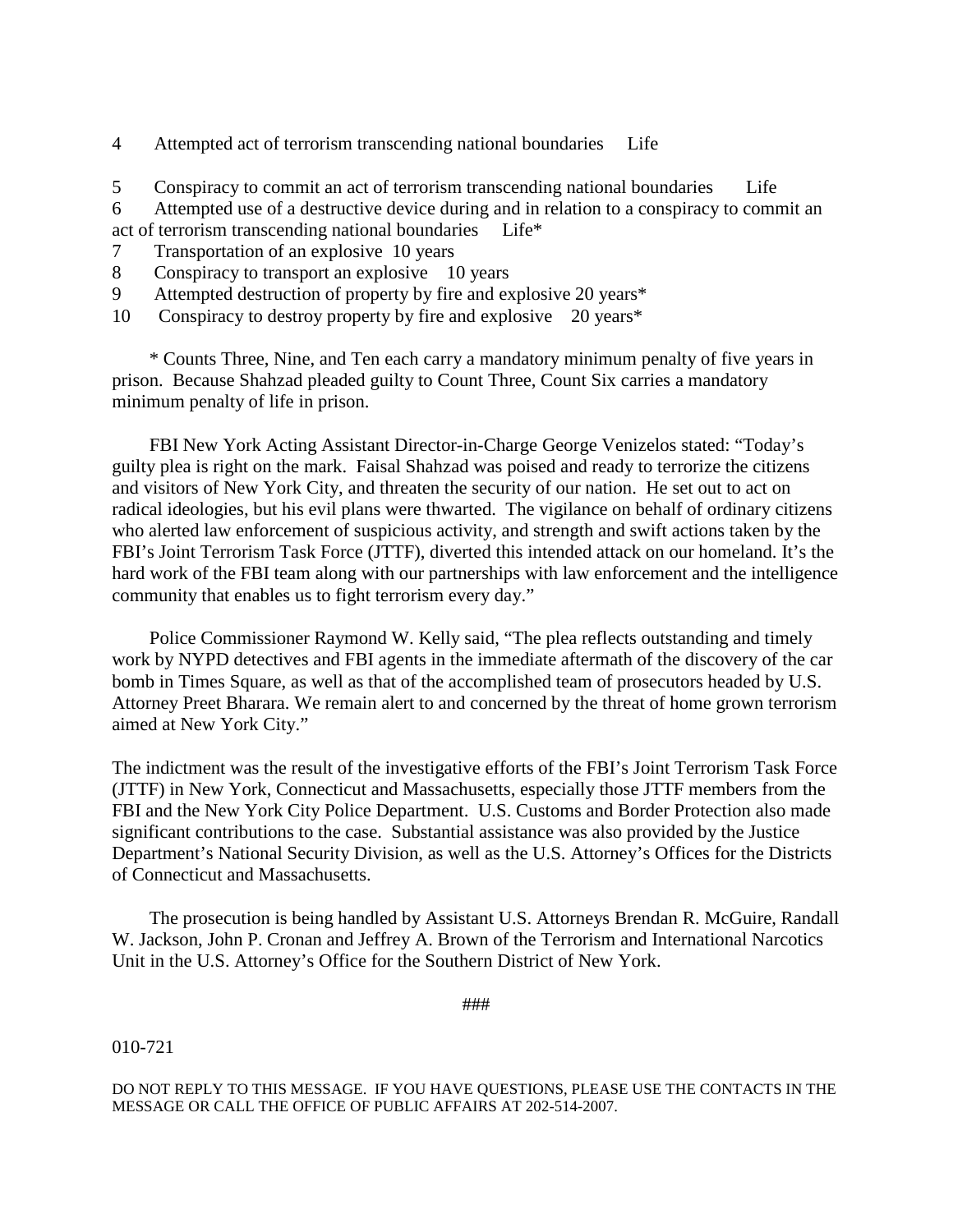4 Attempted act of terrorism transcending national boundaries Life

5 Conspiracy to commit an act of terrorism transcending national boundaries Life

6 Attempted use of a destructive device during and in relation to a conspiracy to commit an act of terrorism transcending national boundaries Life*

7 Transportation of an explosive 10 years

8 Conspiracy to transport an explosive 10 years

9 Attempted destruction of property by fire and explosive 20 years*

10 Conspiracy to destroy property by fire and explosive 20 years*

* Counts Three, Nine, and Ten each carry a mandatory minimum penalty of five years in prison. Because Shahzad pleaded guilty to Count Three, Count Six carries a mandatory minimum penalty of life in prison.

FBI New York Acting Assistant Director-in-Charge George Venizelos stated: "Today's guilty plea is right on the mark. Faisal Shahzad was poised and ready to terrorize the citizens and visitors of New York City, and threaten the security of our nation. He set out to act on radical ideologies, but his evil plans were thwarted. The vigilance on behalf of ordinary citizens who alerted law enforcement of suspicious activity, and strength and swift actions taken by the FBI's Joint Terrorism Task Force (JTTF), diverted this intended attack on our homeland. It's the hard work of the FBI team along with our partnerships with law enforcement and the intelligence community that enables us to fight terrorism every day."

Police Commissioner Raymond W. Kelly said, "The plea reflects outstanding and timely work by NYPD detectives and FBI agents in the immediate aftermath of the discovery of the car bomb in Times Square, as well as that of the accomplished team of prosecutors headed by U.S. Attorney Preet Bharara. We remain alert to and concerned by the threat of home grown terrorism aimed at New York City."

The indictment was the result of the investigative efforts of the FBI's Joint Terrorism Task Force (JTTF) in New York, Connecticut and Massachusetts, especially those JTTF members from the FBI and the New York City Police Department. U.S. Customs and Border Protection also made significant contributions to the case. Substantial assistance was also provided by the Justice Department's National Security Division, as well as the U.S. Attorney's Offices for the Districts of Connecticut and Massachusetts.

The prosecution is being handled by Assistant U.S. Attorneys Brendan R. McGuire, Randall W. Jackson, John P. Cronan and Jeffrey A. Brown of the Terrorism and International Narcotics Unit in the U.S. Attorney's Office for the Southern District of New York.

###

010-721

DO NOT REPLY TO THIS MESSAGE. IF YOU HAVE QUESTIONS, PLEASE USE THE CONTACTS IN THE MESSAGE OR CALL THE OFFICE OF PUBLIC AFFAIRS AT 202-514-2007.